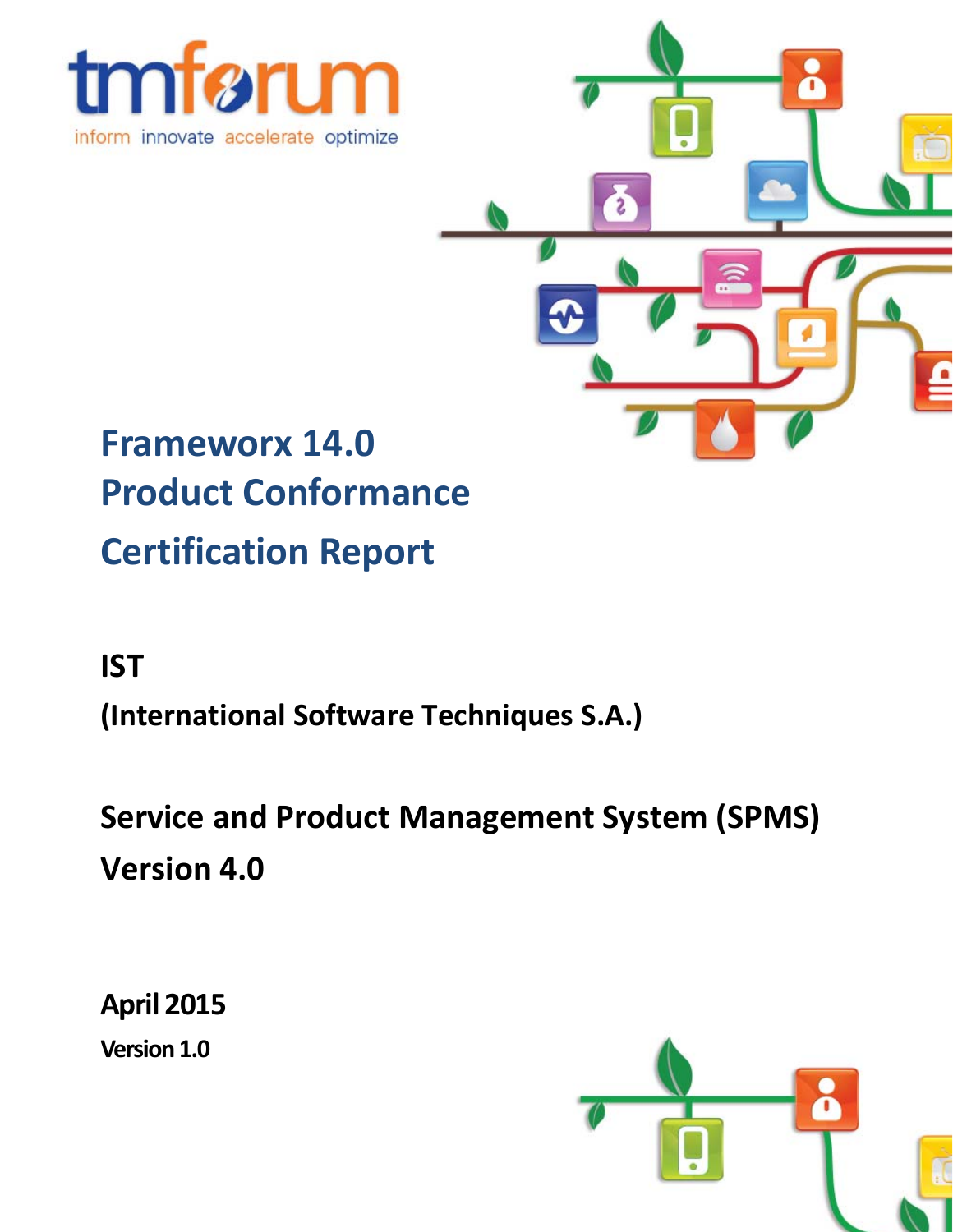tmforum

inform innovate accelerate optimize

# Frameworx 14.0
# Product Conformance
# Certification Report

## IST

## (International Software Techniques S.A.)

## Service and Product Management System (SPMS)
## Version 4.0

**April 2015**

**Version 1.0**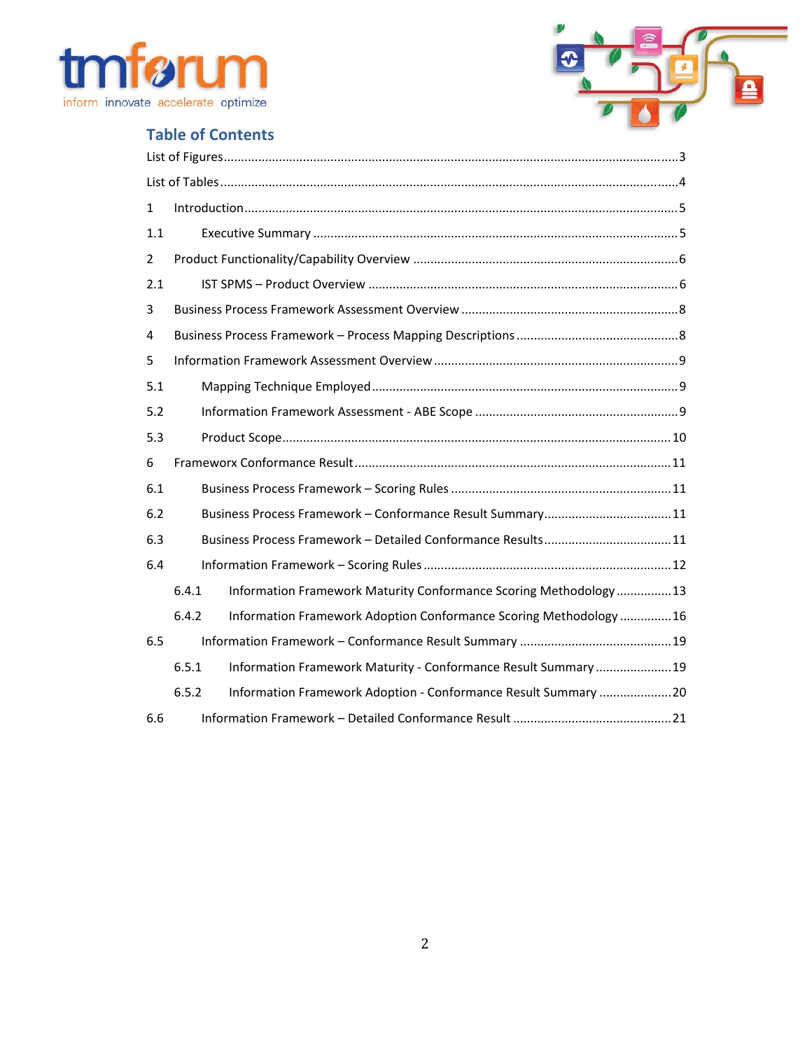## Table of Contents

List of Figures ....................................................................................................................3

List of Tables ......................................................................................................................4

1 Introduction ......................................................................................................................5

1.1 Executive Summary ........................................................................................................5

2 Product Functionality/Capability Overview ........................................................................6

2.1 IST SPMS – Product Overview ........................................................................................6

3 Business Process Framework Assessment Overview ..........................................................8

4 Business Process Framework – Process Mapping Descriptions ..........................................8

5 Information Framework Assessment Overview ..................................................................9

5.1 Mapping Technique Employed ........................................................................................9

5.2 Information Framework Assessment - ABE Scope ..........................................................9

5.3 Product Scope ...............................................................................................................10

6 Frameworx Conformance Result ......................................................................................11

6.1 Business Process Framework – Scoring Rules ...............................................................11

6.2 Business Process Framework – Conformance Result Summary .....................................11

6.3 Business Process Framework – Detailed Conformance Results .....................................11

6.4 Information Framework – Scoring Rules .......................................................................12

6.4.1 Information Framework Maturity Conformance Scoring Methodology ................13

6.4.2 Information Framework Adoption Conformance Scoring Methodology ...............16

6.5 Information Framework – Conformance Result Summary ............................................19

6.5.1 Information Framework Maturity - Conformance Result Summary ......................19

6.5.2 Information Framework Adoption - Conformance Result Summary .....................20

6.6 Information Framework – Detailed Conformance Result ..............................................21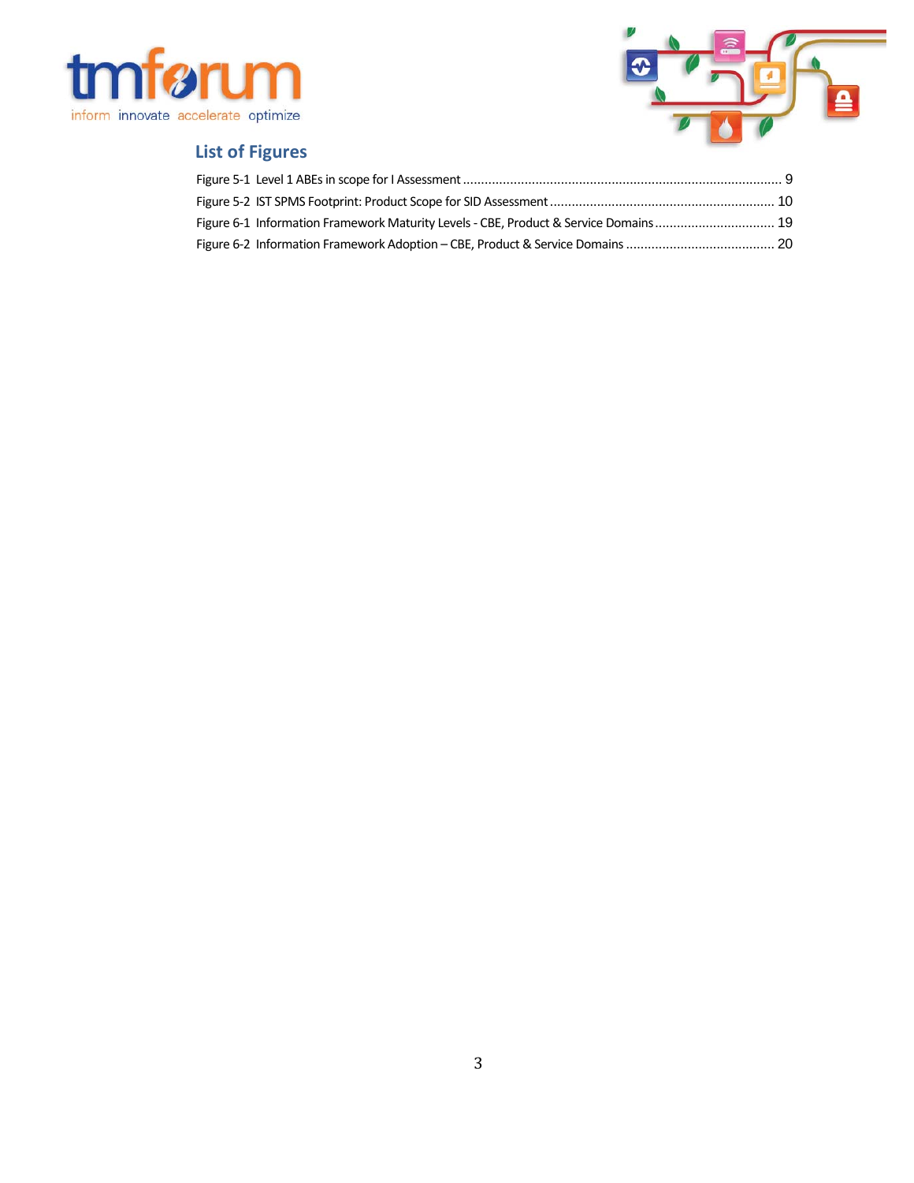## List of Figures

Figure 5-1 Level 1 ABEs in scope for I Assessment ........................................................................................ 9

Figure 5-2 IST SPMS Footprint: Product Scope for SID Assessment ............................................................. 10

Figure 6-1 Information Framework Maturity Levels - CBE, Product & Service Domains ................................. 19

Figure 6-2 Information Framework Adoption – CBE, Product & Service Domains ......................................... 20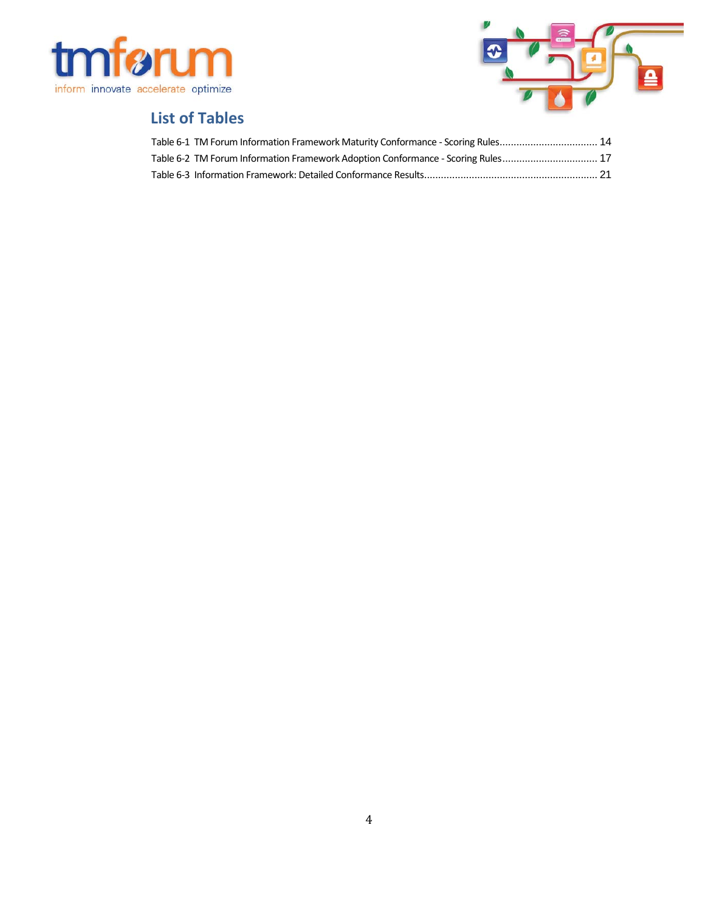## List of Tables

Table 6-1 TM Forum Information Framework Maturity Conformance - Scoring Rules.................................. 14
Table 6-2 TM Forum Information Framework Adoption Conformance - Scoring Rules................................. 17
Table 6-3 Information Framework: Detailed Conformance Results............................................................. 21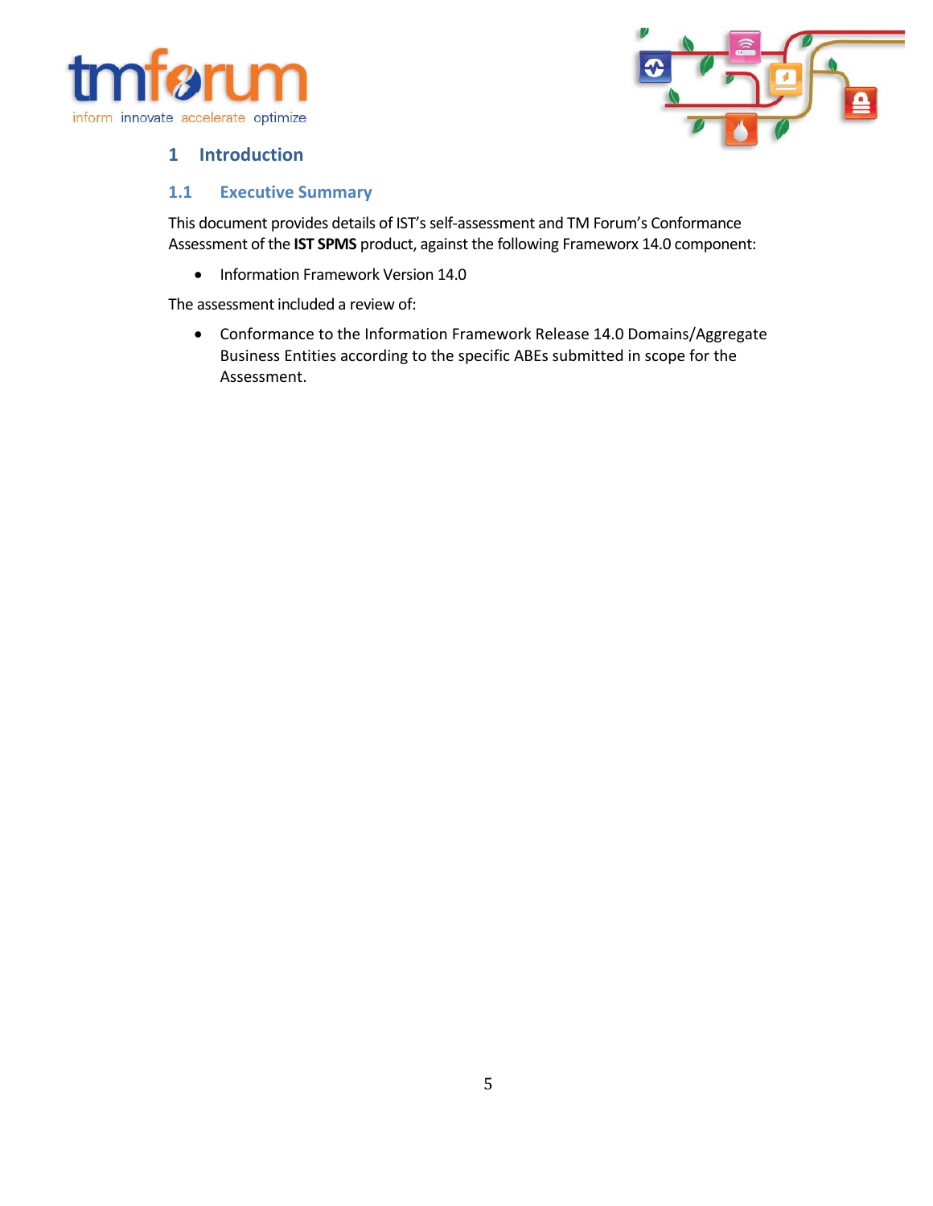# 1 Introduction

## 1.1 Executive Summary

This document provides details of IST's self-assessment and TM Forum's Conformance Assessment of the **IST SPMS** product, against the following Frameworx 14.0 component:

- Information Framework Version 14.0

The assessment included a review of:

- Conformance to the Information Framework Release 14.0 Domains/Aggregate Business Entities according to the specific ABEs submitted in scope for the Assessment.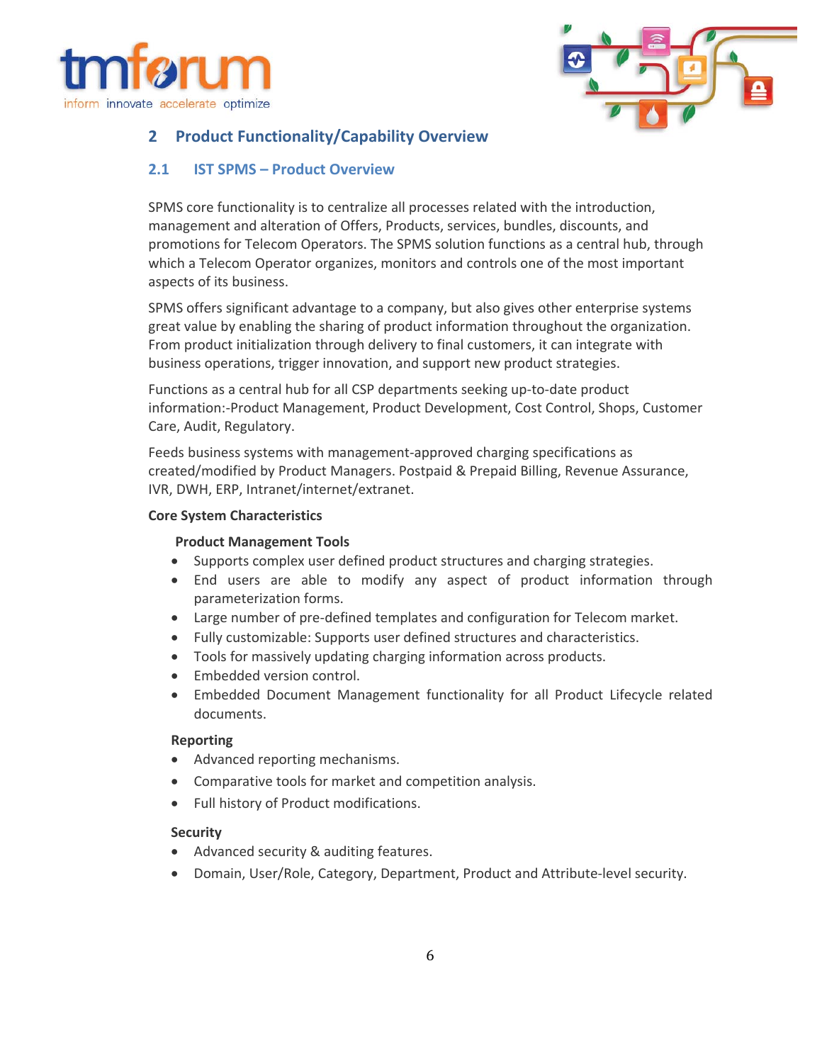## 2 Product Functionality/Capability Overview

### 2.1 IST SPMS – Product Overview

SPMS core functionality is to centralize all processes related with the introduction, management and alteration of Offers, Products, services, bundles, discounts, and promotions for Telecom Operators. The SPMS solution functions as a central hub, through which a Telecom Operator organizes, monitors and controls one of the most important aspects of its business.

SPMS offers significant advantage to a company, but also gives other enterprise systems great value by enabling the sharing of product information throughout the organization. From product initialization through delivery to final customers, it can integrate with business operations, trigger innovation, and support new product strategies.

Functions as a central hub for all CSP departments seeking up-to-date product information:-Product Management, Product Development, Cost Control, Shops, Customer Care, Audit, Regulatory.

Feeds business systems with management-approved charging specifications as created/modified by Product Managers. Postpaid & Prepaid Billing, Revenue Assurance, IVR, DWH, ERP, Intranet/internet/extranet.

**Core System Characteristics**

**Product Management Tools**

- Supports complex user defined product structures and charging strategies.
- End users are able to modify any aspect of product information through parameterization forms.
- Large number of pre-defined templates and configuration for Telecom market.
- Fully customizable: Supports user defined structures and characteristics.
- Tools for massively updating charging information across products.
- Embedded version control.
- Embedded Document Management functionality for all Product Lifecycle related documents.

**Reporting**

- Advanced reporting mechanisms.
- Comparative tools for market and competition analysis.
- Full history of Product modifications.

**Security**

- Advanced security & auditing features.
- Domain, User/Role, Category, Department, Product and Attribute-level security.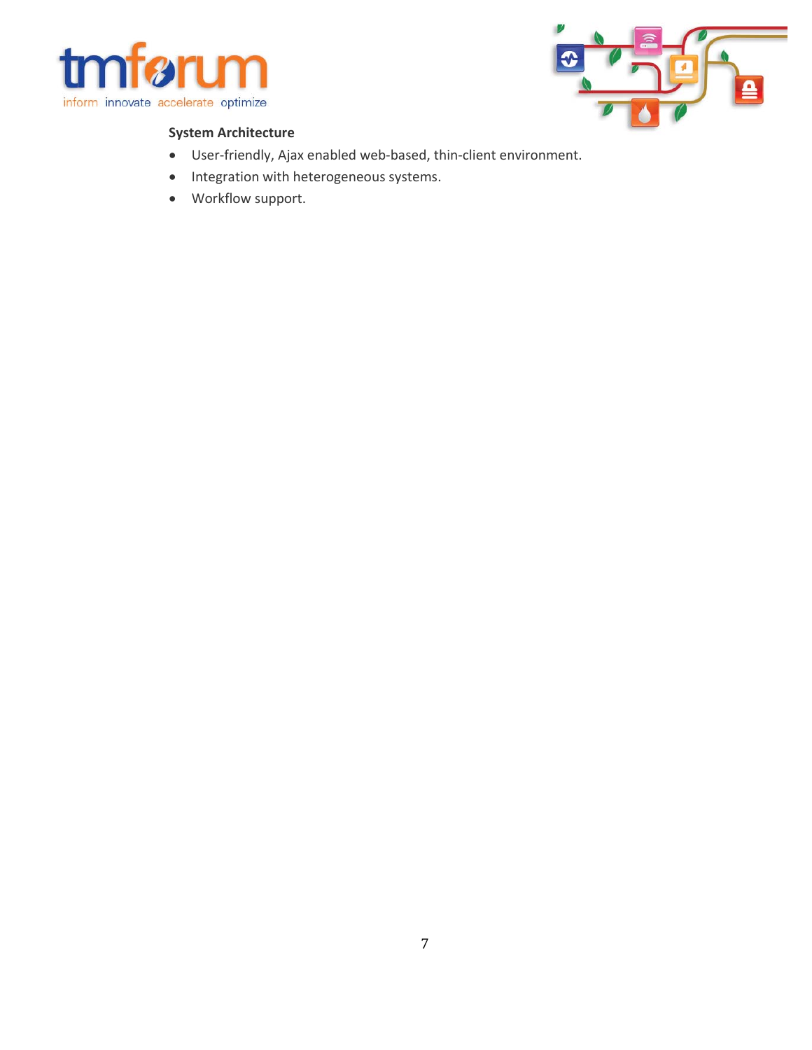**System Architecture**

- User-friendly, Ajax enabled web-based, thin-client environment.
- Integration with heterogeneous systems.
- Workflow support.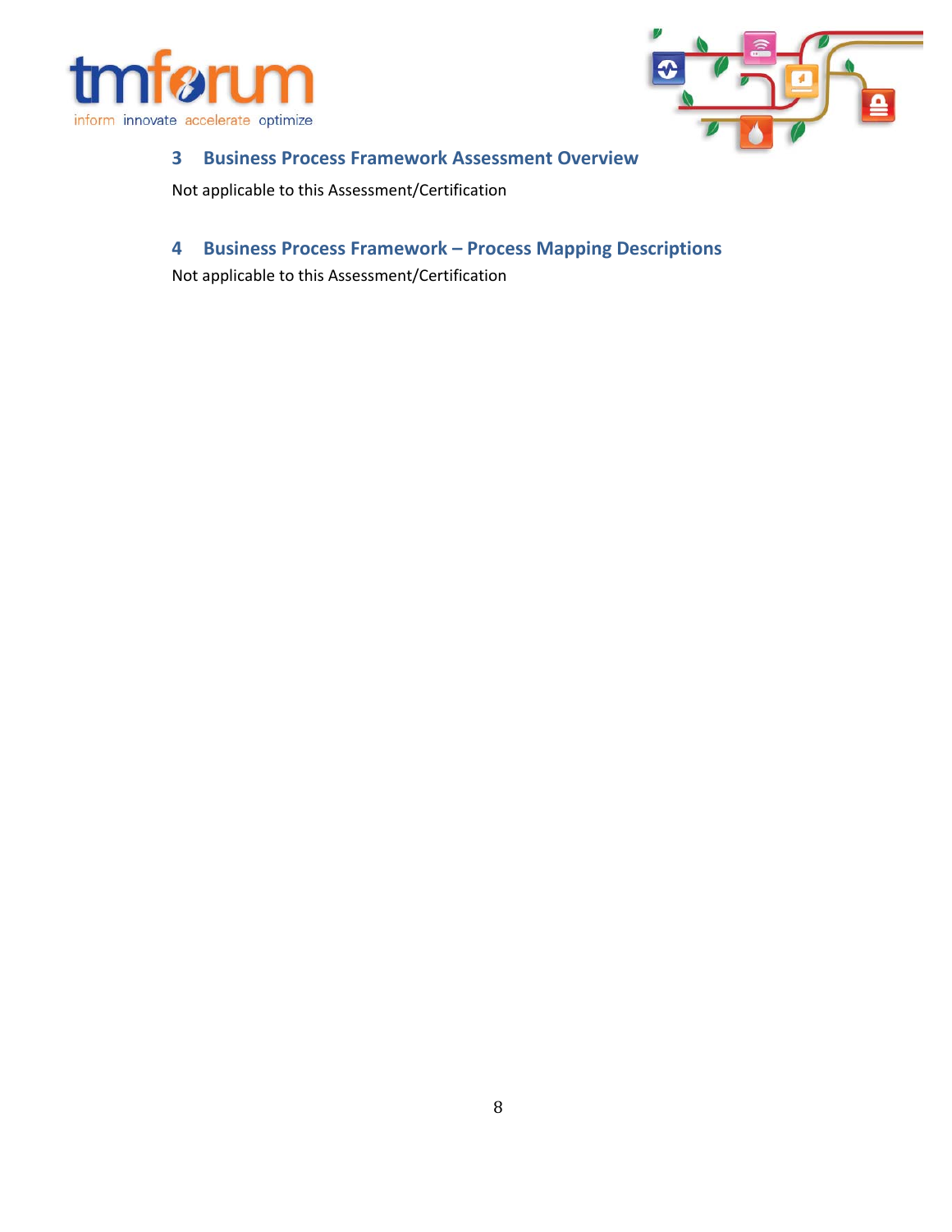## 3 Business Process Framework Assessment Overview

Not applicable to this Assessment/Certification

## 4 Business Process Framework – Process Mapping Descriptions

Not applicable to this Assessment/Certification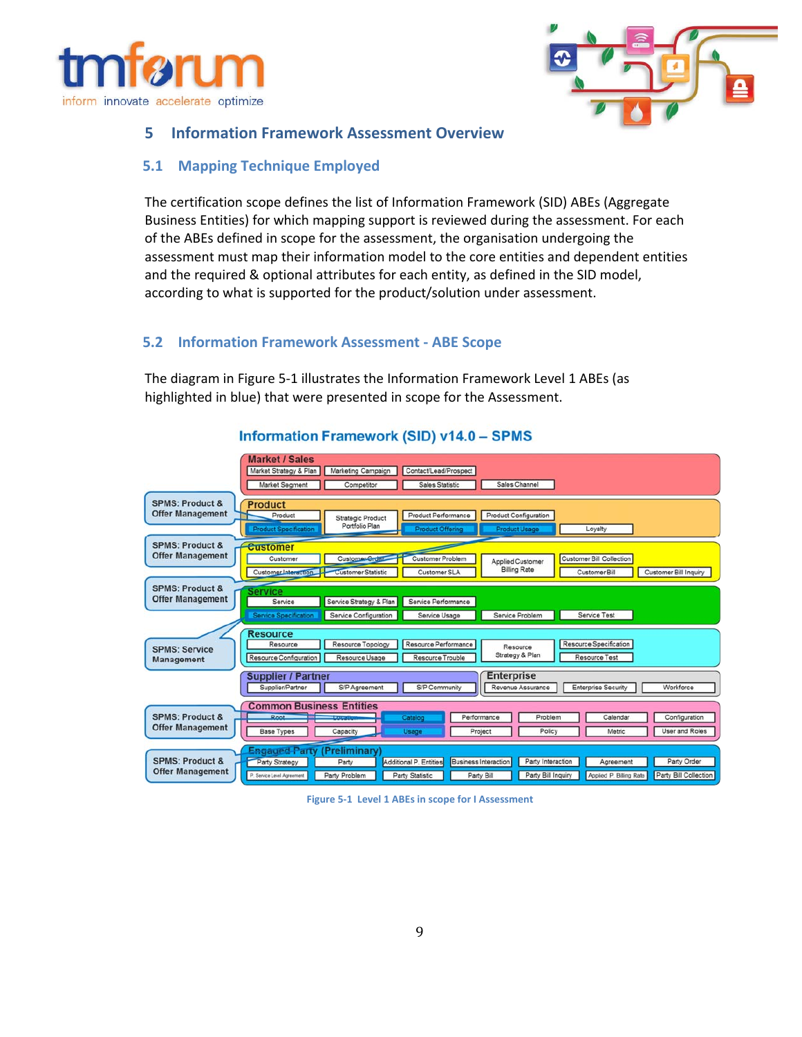# 5 Information Framework Assessment Overview

## 5.1 Mapping Technique Employed

The certification scope defines the list of Information Framework (SID) ABEs (Aggregate Business Entities) for which mapping support is reviewed during the assessment. For each of the ABEs defined in scope for the assessment, the organisation undergoing the assessment must map their information model to the core entities and dependent entities and the required & optional attributes for each entity, as defined in the SID model, according to what is supported for the product/solution under assessment.

## 5.2 Information Framework Assessment - ABE Scope

The diagram in Figure 5-1 illustrates the Information Framework Level 1 ABEs (as highlighted in blue) that were presented in scope for the Assessment.

Figure 5-1 Level 1 ABEs in scope for I Assessment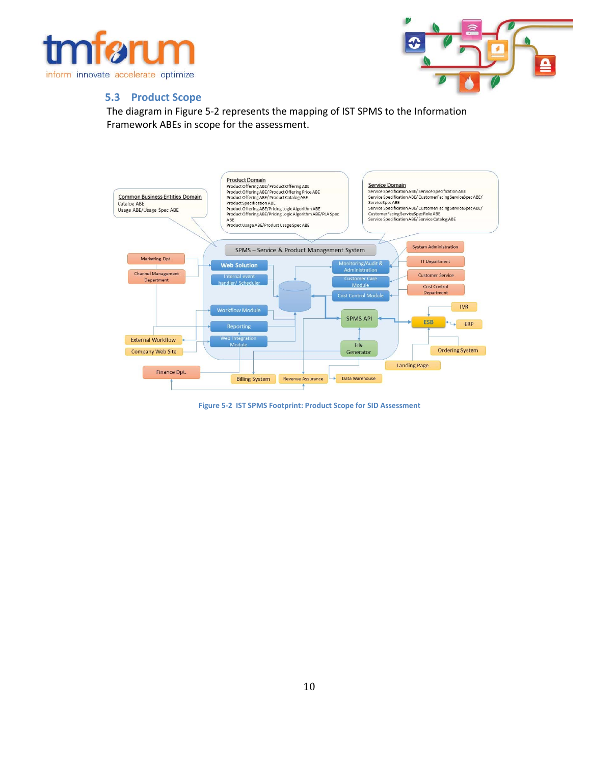## 5.3 Product Scope

The diagram in Figure 5-2 represents the mapping of IST SPMS to the Information Framework ABEs in scope for the assessment.

**Figure 5-2 IST SPMS Footprint: Product Scope for SID Assessment**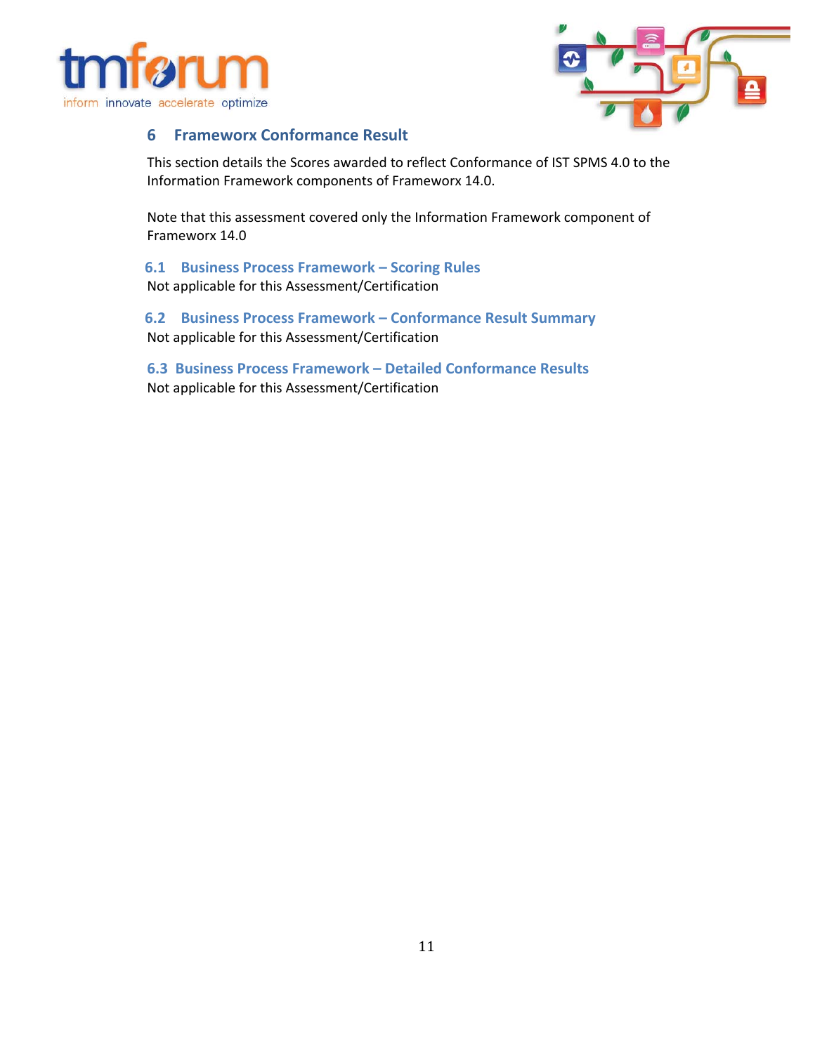# 6 Frameworx Conformance Result

This section details the Scores awarded to reflect Conformance of IST SPMS 4.0 to the Information Framework components of Frameworx 14.0.

Note that this assessment covered only the Information Framework component of Frameworx 14.0

## 6.1 Business Process Framework – Scoring Rules

Not applicable for this Assessment/Certification

## 6.2 Business Process Framework – Conformance Result Summary

Not applicable for this Assessment/Certification

## 6.3 Business Process Framework – Detailed Conformance Results

Not applicable for this Assessment/Certification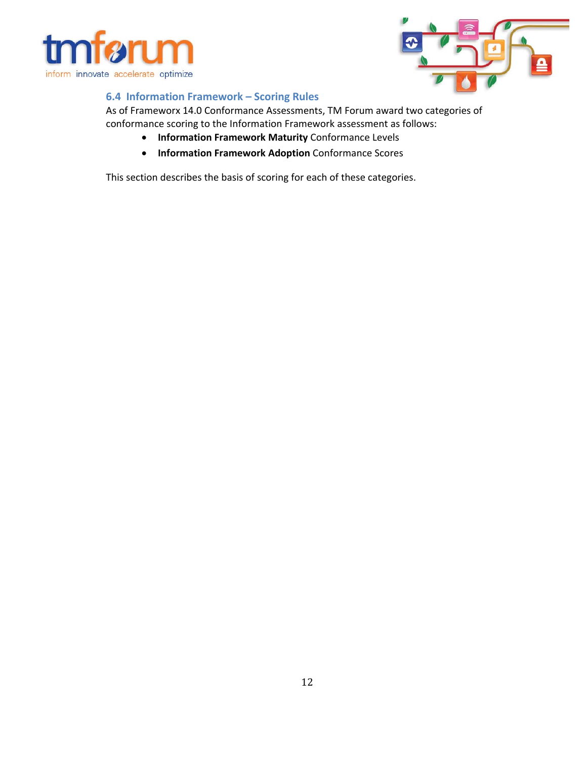### 6.4 Information Framework – Scoring Rules

As of Frameworx 14.0 Conformance Assessments, TM Forum award two categories of conformance scoring to the Information Framework assessment as follows:

- **Information Framework Maturity** Conformance Levels
- **Information Framework Adoption** Conformance Scores

This section describes the basis of scoring for each of these categories.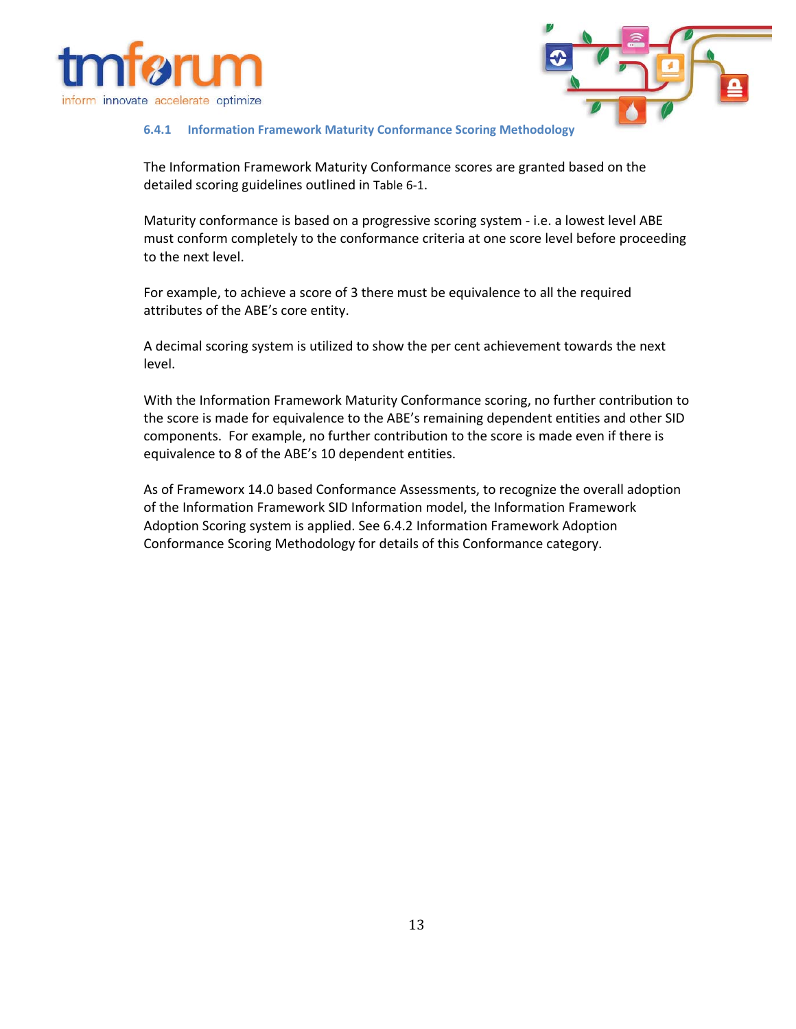### 6.4.1 Information Framework Maturity Conformance Scoring Methodology

The Information Framework Maturity Conformance scores are granted based on the detailed scoring guidelines outlined in Table 6-1.

Maturity conformance is based on a progressive scoring system - i.e. a lowest level ABE must conform completely to the conformance criteria at one score level before proceeding to the next level.

For example, to achieve a score of 3 there must be equivalence to all the required attributes of the ABE's core entity.

A decimal scoring system is utilized to show the per cent achievement towards the next level.

With the Information Framework Maturity Conformance scoring, no further contribution to the score is made for equivalence to the ABE's remaining dependent entities and other SID components. For example, no further contribution to the score is made even if there is equivalence to 8 of the ABE's 10 dependent entities.

As of Frameworx 14.0 based Conformance Assessments, to recognize the overall adoption of the Information Framework SID Information model, the Information Framework Adoption Scoring system is applied. See 6.4.2 Information Framework Adoption Conformance Scoring Methodology for details of this Conformance category.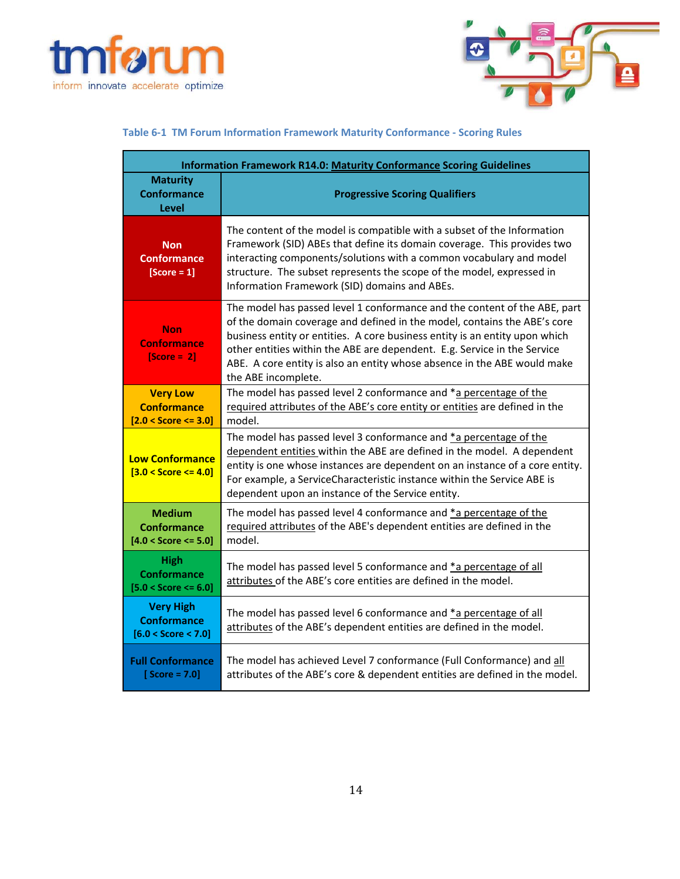Table 6-1 TM Forum Information Framework Maturity Conformance - Scoring Rules

| Information Framework R14.0: Maturity Conformance Scoring Guidelines | |
|---|---|
| **Maturity Conformance Level** | **Progressive Scoring Qualifiers** |
| **Non Conformance [Score = 1]** | The content of the model is compatible with a subset of the Information Framework (SID) ABEs that define its domain coverage. This provides two interacting components/solutions with a common vocabulary and model structure. The subset represents the scope of the model, expressed in Information Framework (SID) domains and ABEs. |
| **Non Conformance [Score = 2]** | The model has passed level 1 conformance and the content of the ABE, part of the domain coverage and defined in the model, contains the ABE's core business entity or entities. A core business entity is an entity upon which other entities within the ABE are dependent. E.g. Service in the Service ABE. A core entity is also an entity whose absence in the ABE would make the ABE incomplete. |
| **Very Low Conformance [2.0 < Score <= 3.0]** | The model has passed level 2 conformance and *a percentage of the required attributes of the ABE's core entity or entities are defined in the model. |
| **Low Conformance [3.0 < Score <= 4.0]** | The model has passed level 3 conformance and *a percentage of the dependent entities within the ABE are defined in the model. A dependent entity is one whose instances are dependent on an instance of a core entity. For example, a ServiceCharacteristic instance within the Service ABE is dependent upon an instance of the Service entity. |
| **Medium Conformance [4.0 < Score <= 5.0]** | The model has passed level 4 conformance and *a percentage of the required attributes of the ABE's dependent entities are defined in the model. |
| **High Conformance [5.0 < Score <= 6.0]** | The model has passed level 5 conformance and *a percentage of all attributes of the ABE's core entities are defined in the model. |
| **Very High Conformance [6.0 < Score < 7.0]** | The model has passed level 6 conformance and *a percentage of all attributes of the ABE's dependent entities are defined in the model. |
| **Full Conformance [ Score = 7.0]** | The model has achieved Level 7 conformance (Full Conformance) and all attributes of the ABE's core & dependent entities are defined in the model. |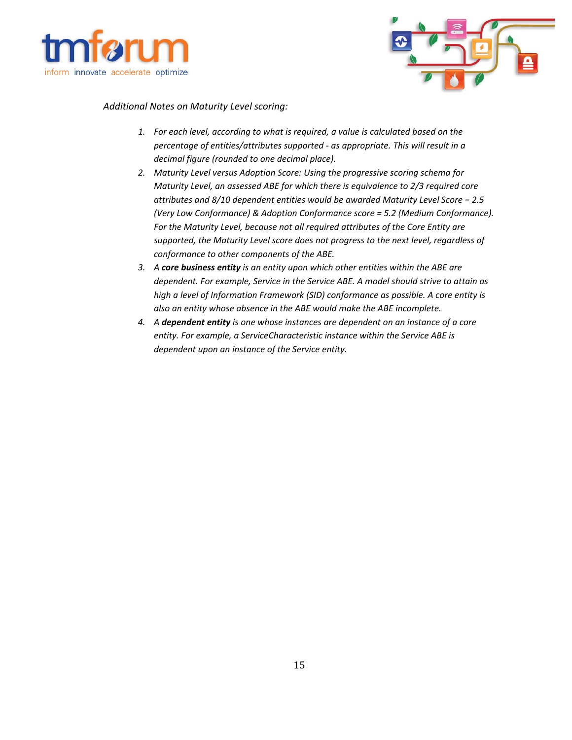*Additional Notes on Maturity Level scoring:*

1. *For each level, according to what is required, a value is calculated based on the percentage of entities/attributes supported - as appropriate. This will result in a decimal figure (rounded to one decimal place).*
2. *Maturity Level versus Adoption Score: Using the progressive scoring schema for Maturity Level, an assessed ABE for which there is equivalence to 2/3 required core attributes and 8/10 dependent entities would be awarded Maturity Level Score = 2.5 (Very Low Conformance) & Adoption Conformance score = 5.2 (Medium Conformance). For the Maturity Level, because not all required attributes of the Core Entity are supported, the Maturity Level score does not progress to the next level, regardless of conformance to other components of the ABE.*
3. *A **core business entity** is an entity upon which other entities within the ABE are dependent. For example, Service in the Service ABE. A model should strive to attain as high a level of Information Framework (SID) conformance as possible. A core entity is also an entity whose absence in the ABE would make the ABE incomplete.*
4. *A **dependent entity** is one whose instances are dependent on an instance of a core entity. For example, a ServiceCharacteristic instance within the Service ABE is dependent upon an instance of the Service entity.*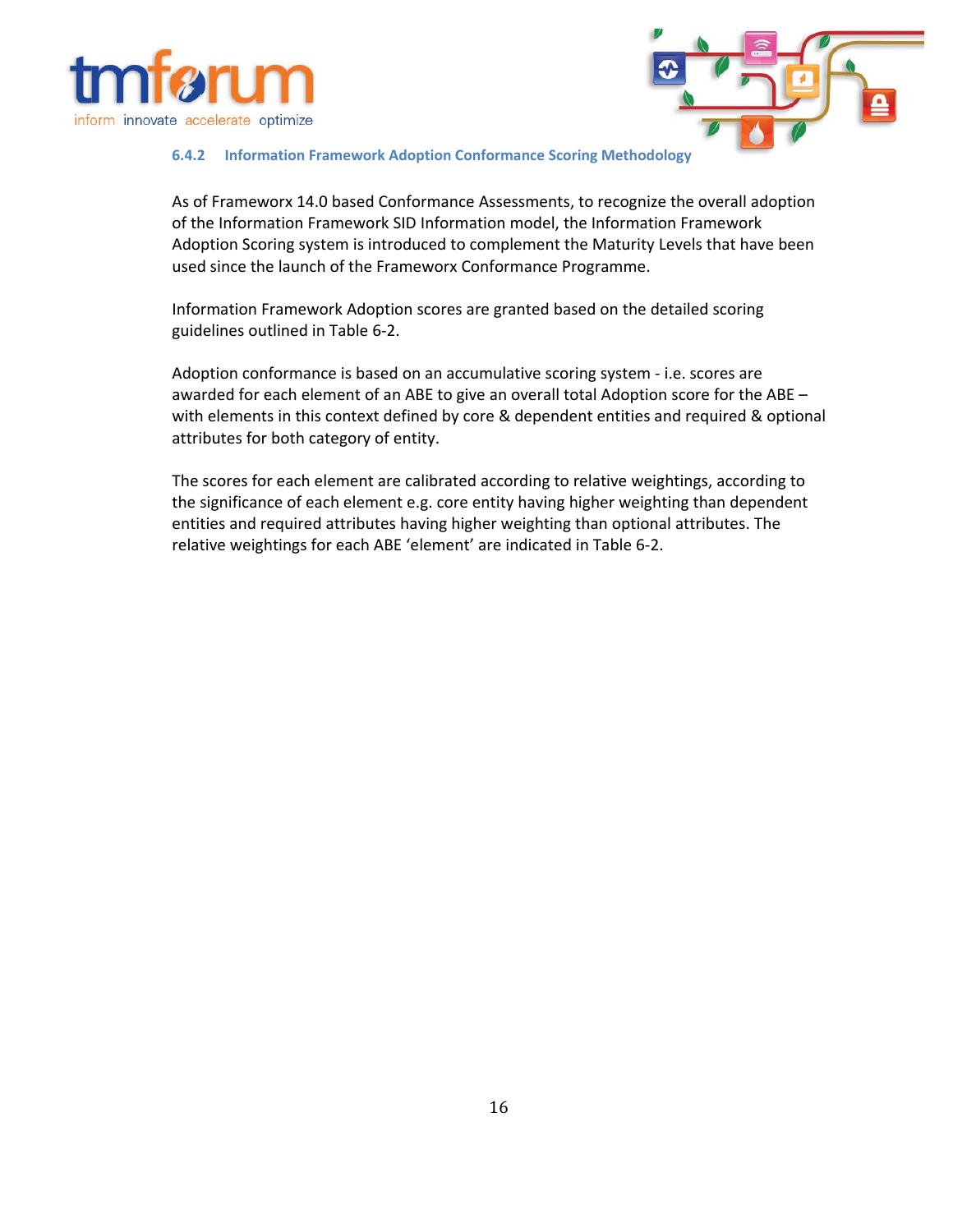### 6.4.2 Information Framework Adoption Conformance Scoring Methodology

As of Frameworx 14.0 based Conformance Assessments, to recognize the overall adoption of the Information Framework SID Information model, the Information Framework Adoption Scoring system is introduced to complement the Maturity Levels that have been used since the launch of the Frameworx Conformance Programme.

Information Framework Adoption scores are granted based on the detailed scoring guidelines outlined in Table 6-2.

Adoption conformance is based on an accumulative scoring system - i.e. scores are awarded for each element of an ABE to give an overall total Adoption score for the ABE – with elements in this context defined by core & dependent entities and required & optional attributes for both category of entity.

The scores for each element are calibrated according to relative weightings, according to the significance of each element e.g. core entity having higher weighting than dependent entities and required attributes having higher weighting than optional attributes. The relative weightings for each ABE 'element' are indicated in Table 6-2.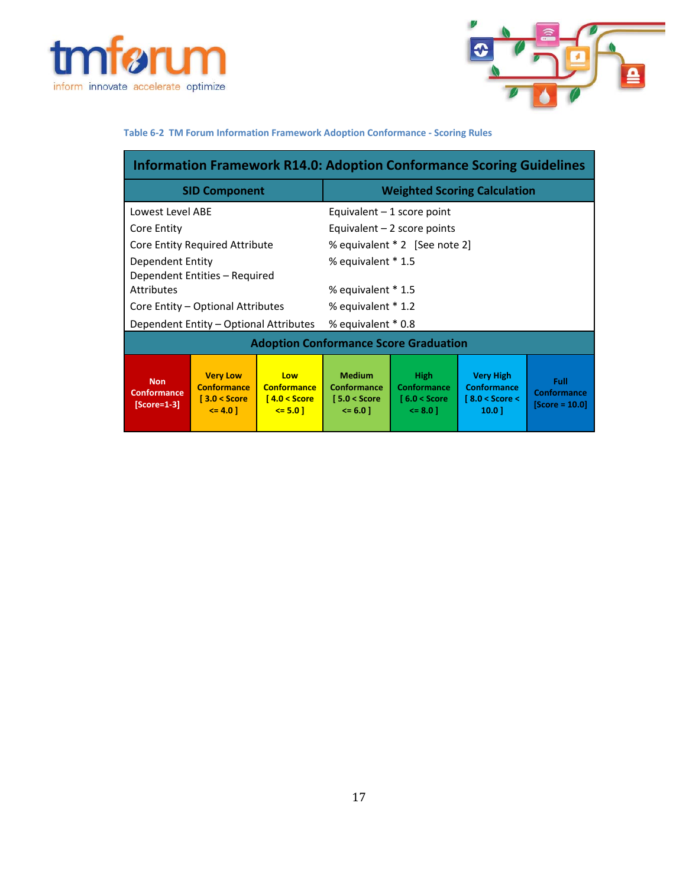Table 6-2 TM Forum Information Framework Adoption Conformance - Scoring Rules

| Information Framework R14.0: Adoption Conformance Scoring Guidelines | |
|---|---|
| **SID Component** | **Weighted Scoring Calculation** |
| Lowest Level ABE | Equivalent – 1 score point |
| Core Entity | Equivalent – 2 score points |
| Core Entity Required Attribute | % equivalent * 2 [See note 2] |
| Dependent Entity | % equivalent * 1.5 |
| Dependent Entities – Required Attributes | % equivalent * 1.5 |
| Core Entity – Optional Attributes | % equivalent * 1.2 |
| Dependent Entity – Optional Attributes | % equivalent * 0.8 |

**Adoption Conformance Score Graduation**

| Non Conformance [Score=1-3] | Very Low Conformance [ 3.0 < Score <= 4.0 ] | Low Conformance [ 4.0 < Score <= 5.0 ] | Medium Conformance [ 5.0 < Score <= 6.0 ] | High Conformance [ 6.0 < Score <= 8.0 ] | Very High Conformance [ 8.0 < Score < 10.0 ] | Full Conformance [Score = 10.0] |
|---|---|---|---|---|---|---|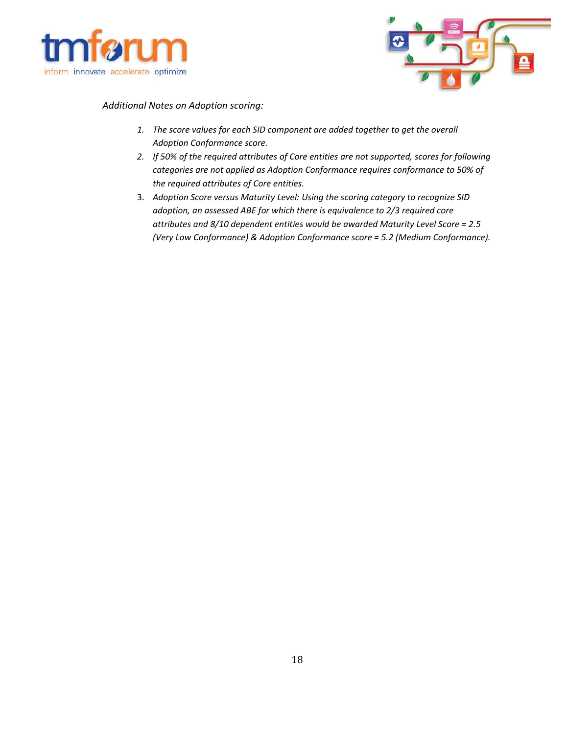*Additional Notes on Adoption scoring:*

1. *The score values for each SID component are added together to get the overall Adoption Conformance score.*
2. *If 50% of the required attributes of Core entities are not supported, scores for following categories are not applied as Adoption Conformance requires conformance to 50% of the required attributes of Core entities.*
3. *Adoption Score versus Maturity Level: Using the scoring category to recognize SID adoption, an assessed ABE for which there is equivalence to 2/3 required core attributes and 8/10 dependent entities would be awarded Maturity Level Score = 2.5 (Very Low Conformance) & Adoption Conformance score = 5.2 (Medium Conformance).*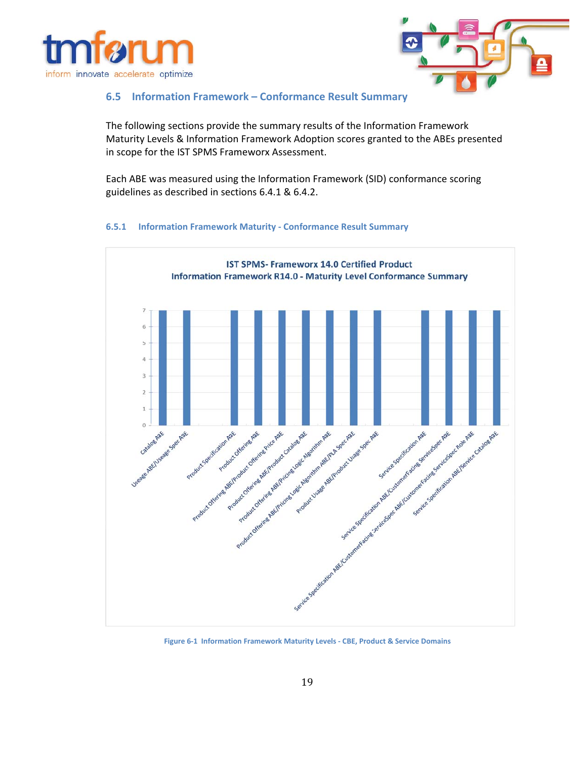## 6.5 Information Framework – Conformance Result Summary

The following sections provide the summary results of the Information Framework Maturity Levels & Information Framework Adoption scores granted to the ABEs presented in scope for the IST SPMS Frameworx Assessment.

Each ABE was measured using the Information Framework (SID) conformance scoring guidelines as described in sections 6.4.1 & 6.4.2.

### 6.5.1 Information Framework Maturity - Conformance Result Summary

**IST SPMS- Frameworx 14.0 Certified Product**
**Information Framework R14.0 - Maturity Level Conformance Summary**

| ABE | Maturity Level |
|---|---|
| Catalog ABE | 7 |
| Useage ABE/Useage Spec ABE | 7 |
| Product Specification ABE | 7 |
| Product Offering ABE | 7 |
| Product Offering ABE/Product Offering Price ABE | 7 |
| Product Offering ABE/Product Catalog ABE | 7 |
| Product Offering ABE/Pricing Logic Algorithm ABE | 7 |
| Product Offering ABE/Pricing Logic Algorithm ABE/PLA Spec ABE | 7 |
| Product Usage ABE/Product Usage Spec ABE | 7 |
| Service Specification ABE | 7 |
| Service Specification ABE/CustomerFacing ServiceSpec ABE | 7 |
| Service Specification ABE/CustomerFacing ServiceSpec ABE/CustomerFacing ServiceSpec Role ABE | 7 |
| Service Specification ABE/Service Catalog ABE | 7 |

Figure 6-1 Information Framework Maturity Levels - CBE, Product & Service Domains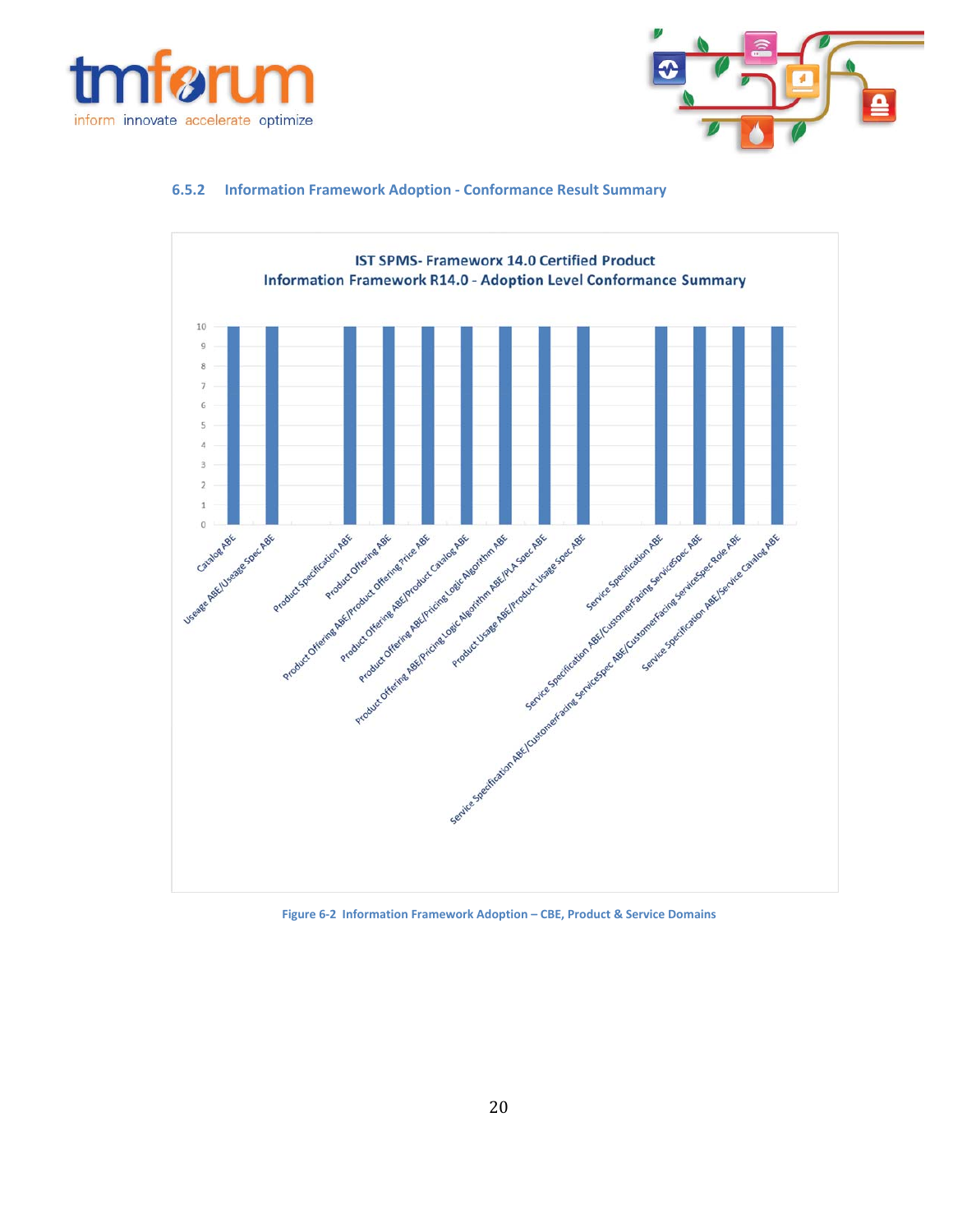### 6.5.2 Information Framework Adoption - Conformance Result Summary

**IST SPMS- Frameworx 14.0 Certified Product**
**Information Framework R14.0 - Adoption Level Conformance Summary**

| ABE | Score |
|---|---|
| Catalog ABE | 10 |
| Useage ABE/Usage Spec ABE | 10 |
| Product Specification ABE | 10 |
| Product Offering ABE | 10 |
| Product Offering ABE/Product Offering Price ABE | 10 |
| Product Offering ABE/Product Catalog ABE | 10 |
| Product Offering ABE/Pricing Logic Algorithm ABE | 10 |
| Product Offering ABE/Pricing Logic Algorithm ABE/PLA Spec ABE | 10 |
| Product Usage ABE/Product Usage Spec ABE | 10 |
| Service Specification ABE | 10 |
| Service Specification ABE/CustomerFacing ServiceSpec ABE | 10 |
| Service Specification ABE/CustomerFacing ServiceSpec ABE/CustomerFacing ServiceSpec Role ABE | 10 |
| Service Specification ABE/Service Catalog ABE | 10 |

Figure 6-2 Information Framework Adoption – CBE, Product & Service Domains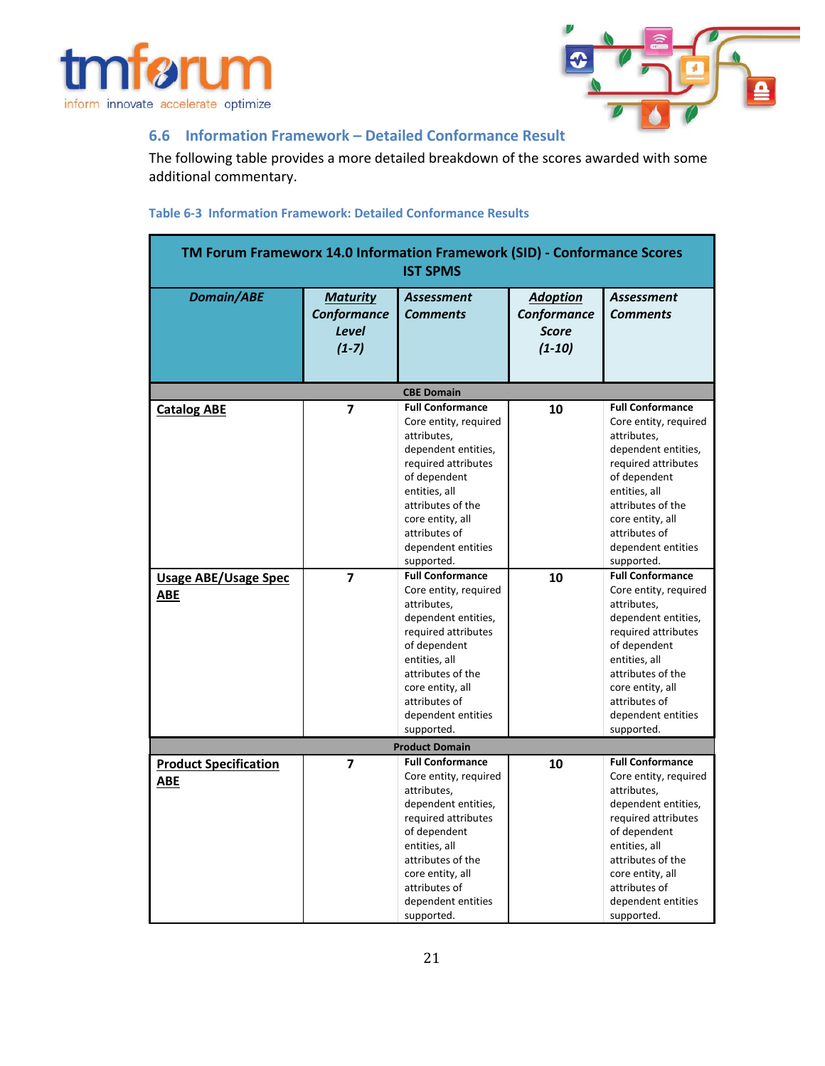## 6.6 Information Framework – Detailed Conformance Result

The following table provides a more detailed breakdown of the scores awarded with some additional commentary.

**Table 6-3 Information Framework: Detailed Conformance Results**

| TM Forum Frameworx 14.0 Information Framework (SID) - Conformance Scores IST SPMS | | | | |
|---|---|---|---|---|
| ***Domain/ABE*** | ***Maturity Conformance Level (1-7)*** | ***Assessment Comments*** | ***Adoption Conformance Score (1-10)*** | ***Assessment Comments*** |
| **CBE Domain** | | | | |
| **Catalog ABE** | **7** | **Full Conformance** Core entity, required attributes, dependent entities, required attributes of dependent entities, all attributes of the core entity, all attributes of dependent entities supported. | **10** | **Full Conformance** Core entity, required attributes, dependent entities, required attributes of dependent entities, all attributes of the core entity, all attributes of dependent entities supported. |
| **Usage ABE/Usage Spec ABE** | **7** | **Full Conformance** Core entity, required attributes, dependent entities, required attributes of dependent entities, all attributes of the core entity, all attributes of dependent entities supported. | **10** | **Full Conformance** Core entity, required attributes, dependent entities, required attributes of dependent entities, all attributes of the core entity, all attributes of dependent entities supported. |
| **Product Domain** | | | | |
| **Product Specification ABE** | **7** | **Full Conformance** Core entity, required attributes, dependent entities, required attributes of dependent entities, all attributes of the core entity, all attributes of dependent entities supported. | **10** | **Full Conformance** Core entity, required attributes, dependent entities, required attributes of dependent entities, all attributes of the core entity, all attributes of dependent entities supported. |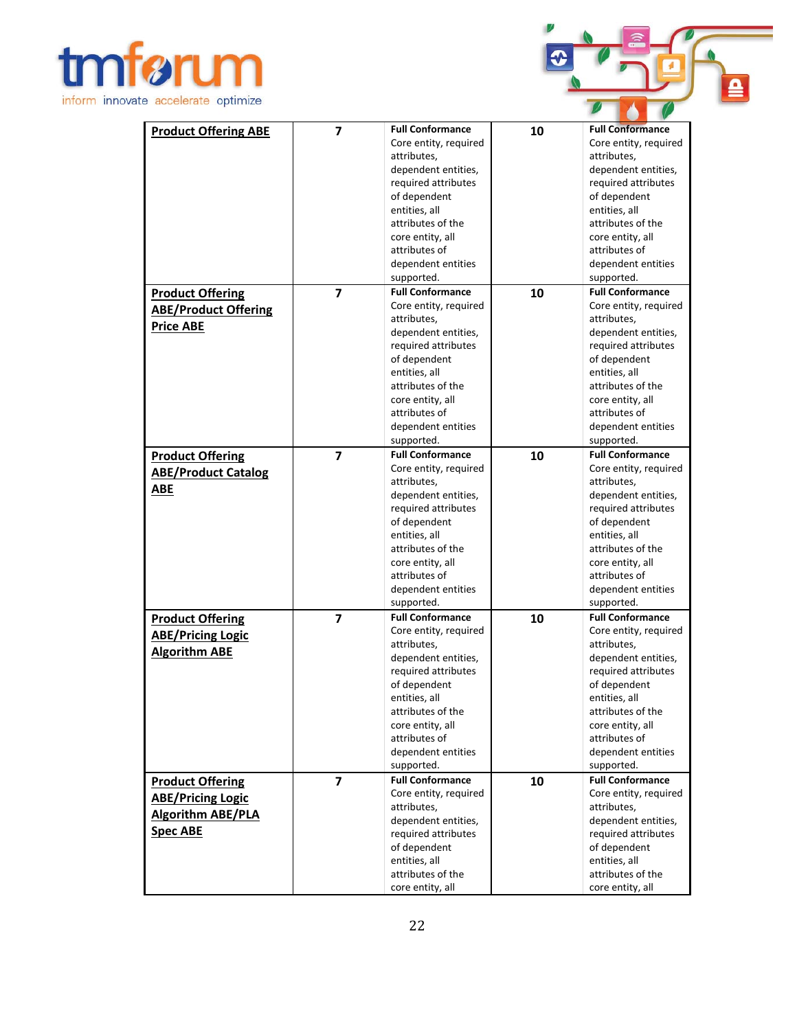| | | | | |
|---|---|---|---|---|
| **Product Offering ABE** | **7** | **Full Conformance** Core entity, required attributes, dependent entities, required attributes of dependent entities, all attributes of the core entity, all attributes of dependent entities supported. | **10** | **Full Conformance** Core entity, required attributes, dependent entities, required attributes of dependent entities, all attributes of the core entity, all attributes of dependent entities supported. |
| **Product Offering ABE/Product Offering Price ABE** | **7** | **Full Conformance** Core entity, required attributes, dependent entities, required attributes of dependent entities, all attributes of the core entity, all attributes of dependent entities supported. | **10** | **Full Conformance** Core entity, required attributes, dependent entities, required attributes of dependent entities, all attributes of the core entity, all attributes of dependent entities supported. |
| **Product Offering ABE/Product Catalog ABE** | **7** | **Full Conformance** Core entity, required attributes, dependent entities, required attributes of dependent entities, all attributes of the core entity, all attributes of dependent entities supported. | **10** | **Full Conformance** Core entity, required attributes, dependent entities, required attributes of dependent entities, all attributes of the core entity, all attributes of dependent entities supported. |
| **Product Offering ABE/Pricing Logic Algorithm ABE** | **7** | **Full Conformance** Core entity, required attributes, dependent entities, required attributes of dependent entities, all attributes of the core entity, all attributes of dependent entities supported. | **10** | **Full Conformance** Core entity, required attributes, dependent entities, required attributes of dependent entities, all attributes of the core entity, all attributes of dependent entities supported. |
| **Product Offering ABE/Pricing Logic Algorithm ABE/PLA Spec ABE** | **7** | **Full Conformance** Core entity, required attributes, dependent entities, required attributes of dependent entities, all attributes of the core entity, all | **10** | **Full Conformance** Core entity, required attributes, dependent entities, required attributes of dependent entities, all attributes of the core entity, all |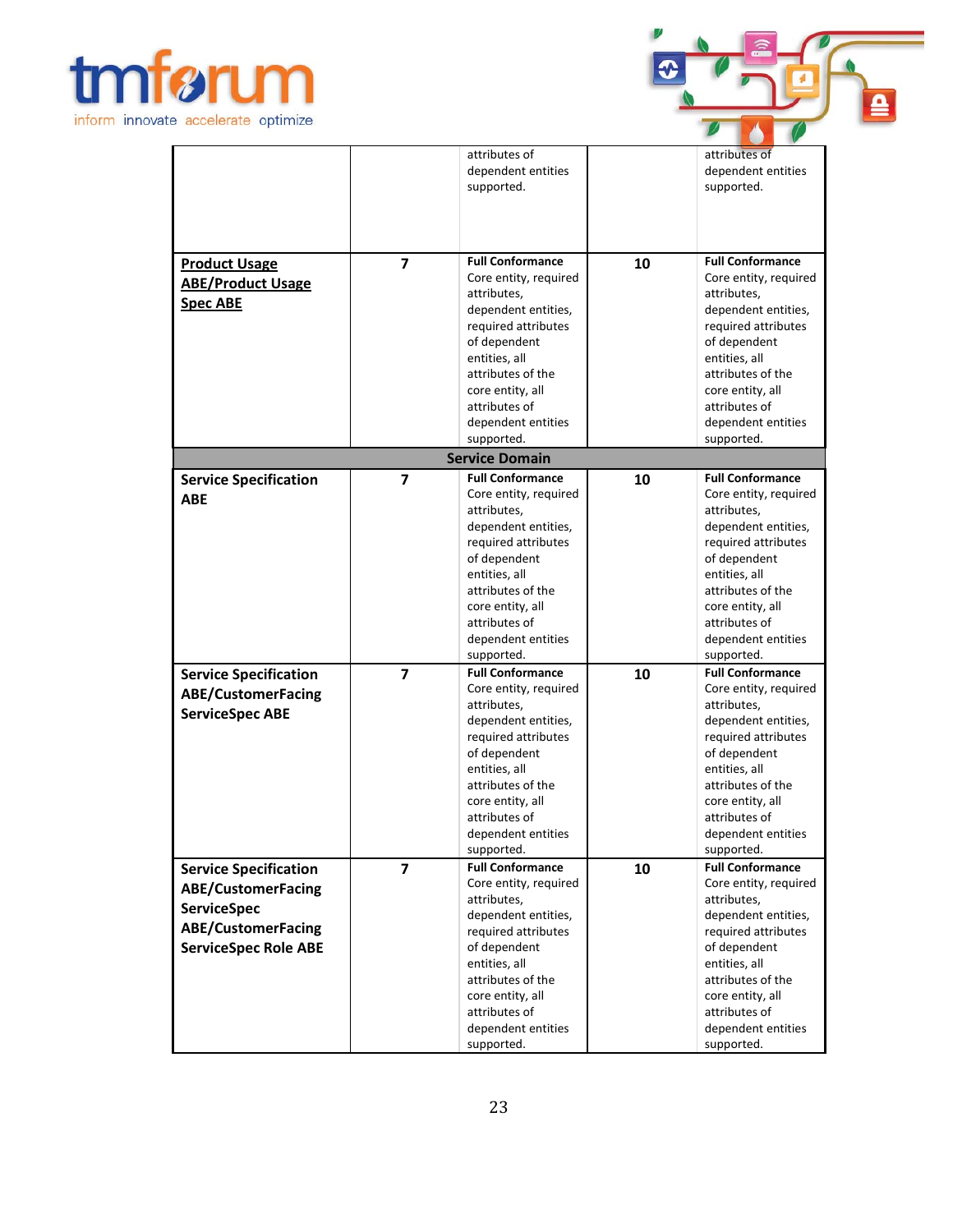| | | | | |
|---|---|---|---|---|
| | | attributes of dependent entities supported. | | attributes of dependent entities supported. |
| **Product Usage ABE/Product Usage Spec ABE** | **7** | **Full Conformance** Core entity, required attributes, dependent entities, required attributes of dependent entities, all attributes of the core entity, all attributes of dependent entities supported. | **10** | **Full Conformance** Core entity, required attributes, dependent entities, required attributes of dependent entities, all attributes of the core entity, all attributes of dependent entities supported. |
| **Service Domain** | | | | |
| **Service Specification ABE** | **7** | **Full Conformance** Core entity, required attributes, dependent entities, required attributes of dependent entities, all attributes of the core entity, all attributes of dependent entities supported. | **10** | **Full Conformance** Core entity, required attributes, dependent entities, required attributes of dependent entities, all attributes of the core entity, all attributes of dependent entities supported. |
| **Service Specification ABE/CustomerFacing ServiceSpec ABE** | **7** | **Full Conformance** Core entity, required attributes, dependent entities, required attributes of dependent entities, all attributes of the core entity, all attributes of dependent entities supported. | **10** | **Full Conformance** Core entity, required attributes, dependent entities, required attributes of dependent entities, all attributes of the core entity, all attributes of dependent entities supported. |
| **Service Specification ABE/CustomerFacing ServiceSpec ABE/CustomerFacing ServiceSpec Role ABE** | **7** | **Full Conformance** Core entity, required attributes, dependent entities, required attributes of dependent entities, all attributes of the core entity, all attributes of dependent entities supported. | **10** | **Full Conformance** Core entity, required attributes, dependent entities, required attributes of dependent entities, all attributes of the core entity, all attributes of dependent entities supported. |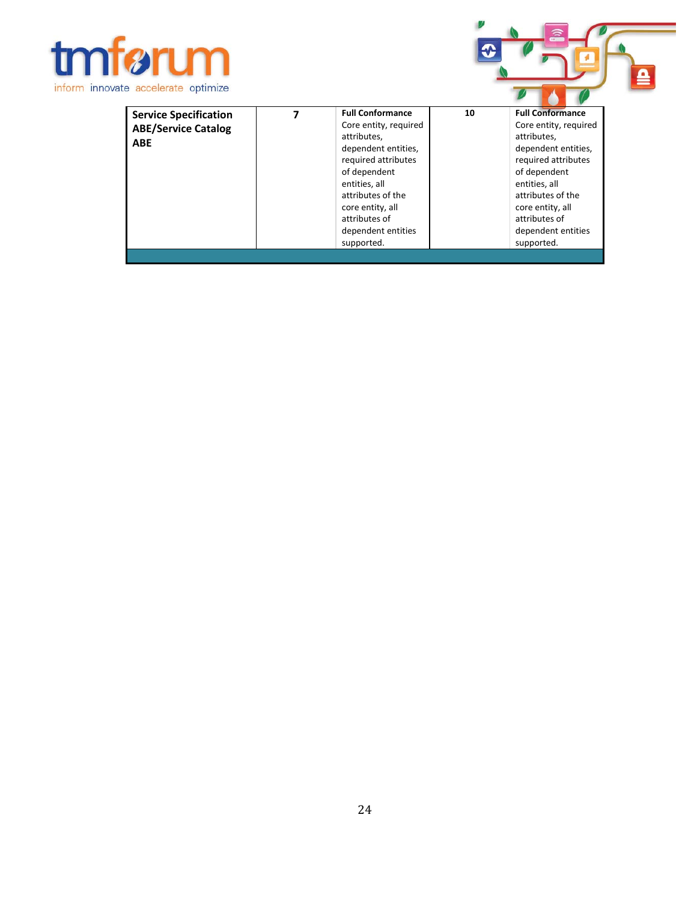| | | | | |
|---|---|---|---|---|
| **Service Specification ABE/Service Catalog ABE** | **7** | **Full Conformance** Core entity, required attributes, dependent entities, required attributes of dependent entities, all attributes of the core entity, all attributes of dependent entities supported. | **10** | **Full Conformance** Core entity, required attributes, dependent entities, required attributes of dependent entities, all attributes of the core entity, all attributes of dependent entities supported. |